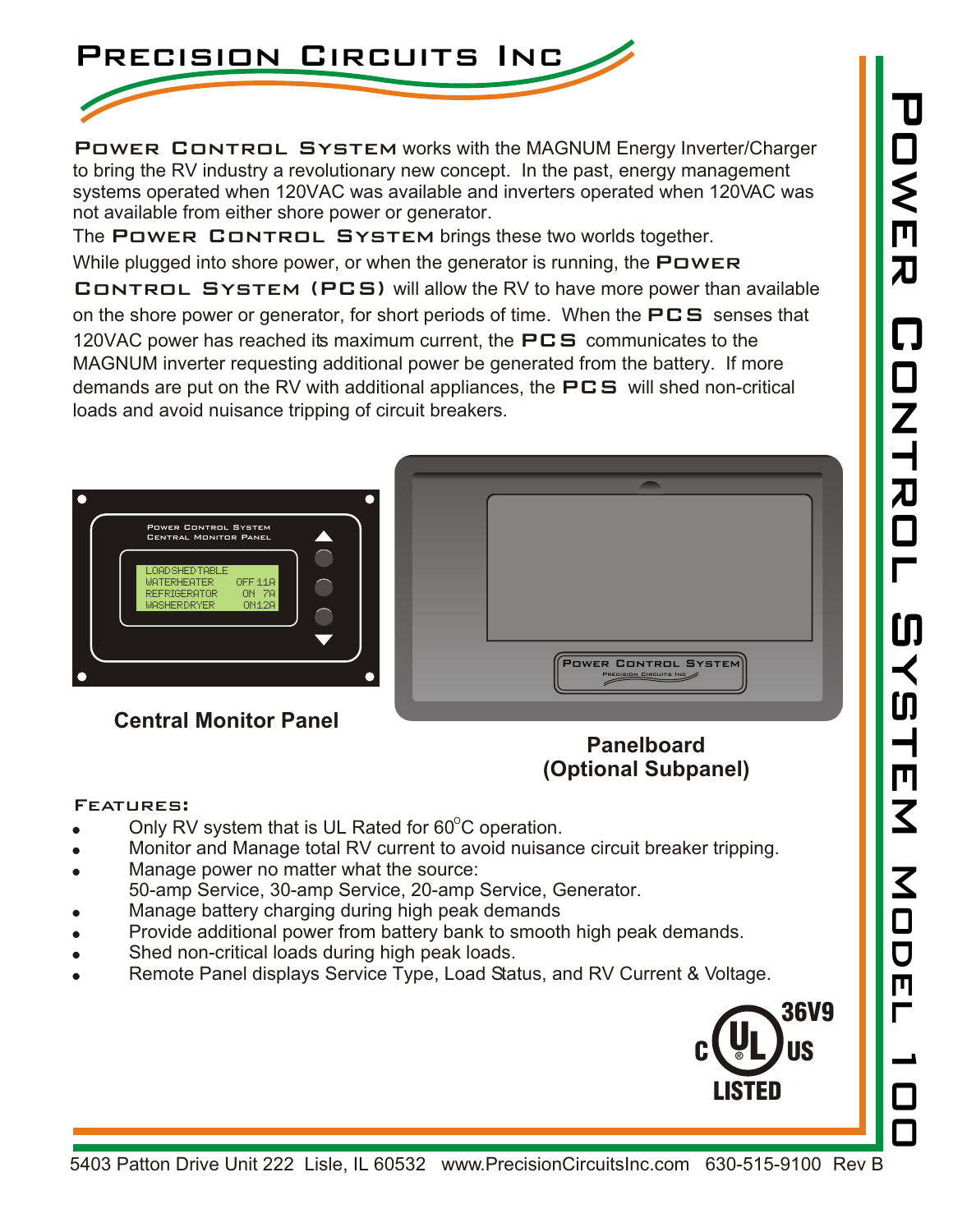# Precision Circuits Inc

# Power Control System Model 100

**Power Control System** works with the MAGNUM Energy Inverter/Charger to bring the RV industry a revolutionary new concept. In the past, energy management systems operated when 120VAC was available and inverters operated when 120VAC was not available from either shore power or generator.

The **Power Control System** brings these two worlds together.

While plugged into shore power, or when the generator is running, the **Power Control System (PCS)** will allow the RV to have more power than available on the shore power or generator, for short periods of time. When the **PCS** senses that 120VAC power has reached its maximum current, the **PCS** communicates to the MAGNUM inverter requesting additional power be generated from the battery. If more demands are put on the RV with additional appliances, the **PCS** will shed non-critical loads and avoid nuisance tripping of circuit breakers.

Power Control System
Central Monitor Panel

LOADSHEDTABLE
WATERHEATER OFF 11A
REFRIGERATOR ON 7A
WASHERDRYER ON12A

**Central Monitor Panel**

Power Control System
Precision Circuits Inc

**Panelboard (Optional Subpanel)**

## Features:

- Only RV system that is UL Rated for 60°C operation.
- Monitor and Manage total RV current to avoid nuisance circuit breaker tripping.
- Manage power no matter what the source:
  50-amp Service, 30-amp Service, 20-amp Service, Generator.
- Manage battery charging during high peak demands
- Provide additional power from battery bank to smooth high peak demands.
- Shed non-critical loads during high peak loads.
- Remote Panel displays Service Type, Load Status, and RV Current & Voltage.

36V9
C UL US
LISTED

5403 Patton Drive Unit 222 Lisle, IL 60532 www.PrecisionCircuitsInc.com 630-515-9100 Rev B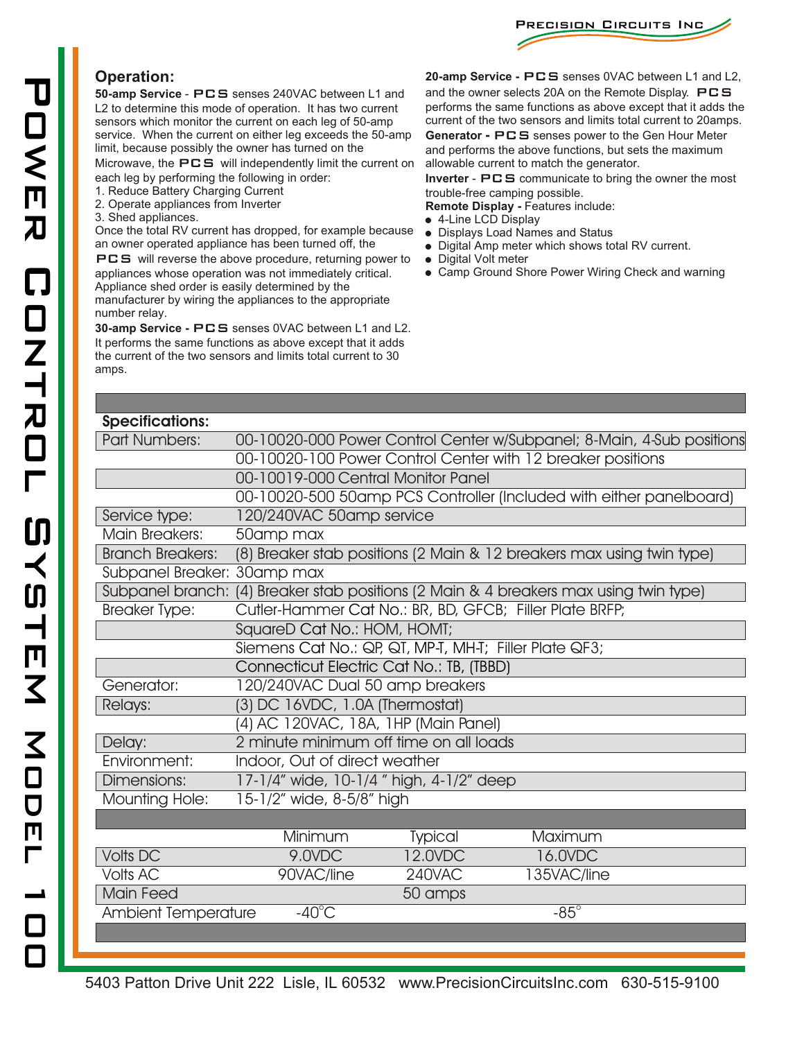## Operation:

**50-amp Service** - **PCS** senses 240VAC between L1 and L2 to determine this mode of operation. It has two current sensors which monitor the current on each leg of 50-amp service. When the current on either leg exceeds the 50-amp limit, because possibly the owner has turned on the Microwave, the **PCS** will independently limit the current on each leg by performing the following in order:

1. Reduce Battery Charging Current
2. Operate appliances from Inverter
3. Shed appliances.

Once the total RV current has dropped, for example because an owner operated appliance has been turned off, the **PCS** will reverse the above procedure, returning power to appliances whose operation was not immediately critical. Appliance shed order is easily determined by the manufacturer by wiring the appliances to the appropriate number relay.

**30-amp Service** - **PCS** senses 0VAC between L1 and L2. It performs the same functions as above except that it adds the current of the two sensors and limits total current to 30 amps.

**20-amp Service** - **PCS** senses 0VAC between L1 and L2, and the owner selects 20A on the Remote Display. **PCS** performs the same functions as above except that it adds the current of the two sensors and limits total current to 20amps.

**Generator** - **PCS** senses power to the Gen Hour Meter and performs the above functions, but sets the maximum allowable current to match the generator.

**Inverter** - **PCS** communicate to bring the owner the most trouble-free camping possible.

**Remote Display** - Features include:

- 4-Line LCD Display
- Displays Load Names and Status
- Digital Amp meter which shows total RV current.
- Digital Volt meter
- Camp Ground Shore Power Wiring Check and warning

## Specifications:

| | |
|---|---|
| Part Numbers: | 00-10020-000 Power Control Center w/Subpanel; 8-Main, 4-Sub positions |
| | 00-10020-100 Power Control Center with 12 breaker positions |
| | 00-10019-000 Central Monitor Panel |
| | 00-10020-500 50amp PCS Controller (Included with either panelboard) |
| Service type: | 120/240VAC 50amp service |
| Main Breakers: | 50amp max |
| Branch Breakers: | (8) Breaker stab positions (2 Main & 12 breakers max using twin type) |
| Subpanel Breaker: | 30amp max |
| Subpanel branch: | (4) Breaker stab positions (2 Main & 4 breakers max using twin type) |
| Breaker Type: | Cutler-Hammer Cat No.: BR, BD, GFCB; Filler Plate BRFP; |
| | SquareD Cat No.: HOM, HOMT; |
| | Siemens Cat No.: QP, QT, MP-T, MH-T; Filler Plate QF3; |
| | Connecticut Electric Cat No.: TB, (TBBD) |
| Generator: | 120/240VAC Dual 50 amp breakers |
| Relays: | (3) DC 16VDC, 1.0A (Thermostat) |
| | (4) AC 120VAC, 18A, 1HP (Main Panel) |
| Delay: | 2 minute minimum off time on all loads |
| Environment: | Indoor, Out of direct weather |
| Dimensions: | 17-1/4" wide, 10-1/4 " high, 4-1/2" deep |
| Mounting Hole: | 15-1/2" wide, 8-5/8" high |

| | Minimum | Typical | Maximum |
|---|---|---|---|
| Volts DC | 9.0VDC | 12.0VDC | 16.0VDC |
| Volts AC | 90VAC/line | 240VAC | 135VAC/line |
| Main Feed | | 50 amps | |
| Ambient Temperature | -40°C | | -85° |

5403 Patton Drive Unit 222 Lisle, IL 60532 www.PrecisionCircuitsInc.com 630-515-9100